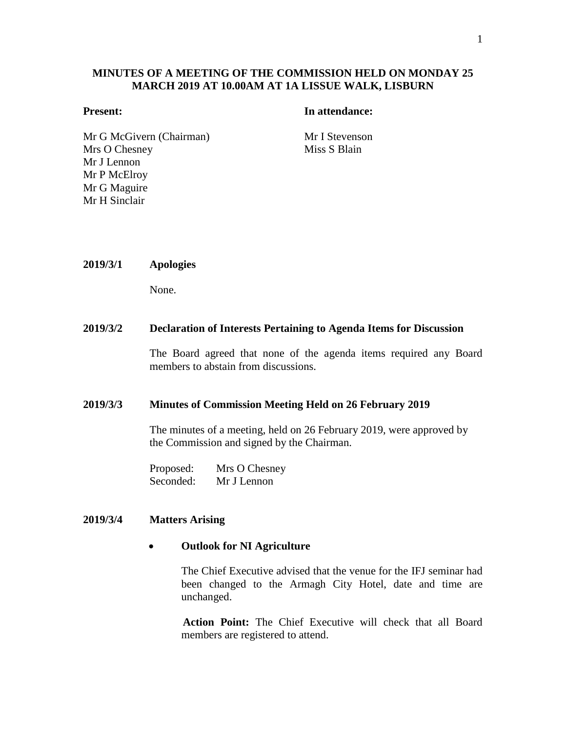# MINUTES OF A MEETING OF THE COMMISSION HELD ON MONDAY 25 MARCH 2019 AT 10.00AM AT 1A LISSUE WALK, LISBURN

| **Present:** | **In attendance:** |
|---|---|
| Mr G McGivern (Chairman) | Mr I Stevenson |
| Mrs O Chesney | Miss S Blain |
| Mr J Lennon | |
| Mr P McElroy | |
| Mr G Maguire | |
| Mr H Sinclair | |

**2019/3/1 Apologies**

None.

**2019/3/2 Declaration of Interests Pertaining to Agenda Items for Discussion**

The Board agreed that none of the agenda items required any Board members to abstain from discussions.

**2019/3/3 Minutes of Commission Meeting Held on 26 February 2019**

The minutes of a meeting, held on 26 February 2019, were approved by the Commission and signed by the Chairman.

Proposed: Mrs O Chesney
Seconded: Mr J Lennon

**2019/3/4 Matters Arising**

- **Outlook for NI Agriculture**

  The Chief Executive advised that the venue for the IFJ seminar had been changed to the Armagh City Hotel, date and time are unchanged.

  **Action Point:** The Chief Executive will check that all Board members are registered to attend.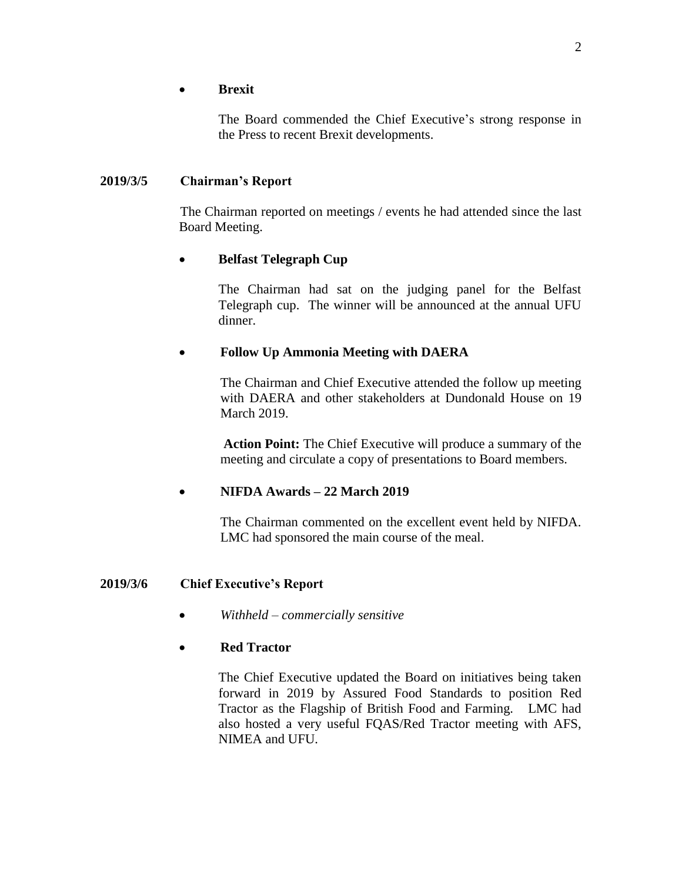- **Brexit**

  The Board commended the Chief Executive's strong response in the Press to recent Brexit developments.

**2019/3/5 Chairman's Report**

The Chairman reported on meetings / events he had attended since the last Board Meeting.

- **Belfast Telegraph Cup**

  The Chairman had sat on the judging panel for the Belfast Telegraph cup. The winner will be announced at the annual UFU dinner.

- **Follow Up Ammonia Meeting with DAERA**

  The Chairman and Chief Executive attended the follow up meeting with DAERA and other stakeholders at Dundonald House on 19 March 2019.

  **Action Point:** The Chief Executive will produce a summary of the meeting and circulate a copy of presentations to Board members.

- **NIFDA Awards – 22 March 2019**

  The Chairman commented on the excellent event held by NIFDA. LMC had sponsored the main course of the meal.

**2019/3/6 Chief Executive's Report**

- *Withheld – commercially sensitive*

- **Red Tractor**

  The Chief Executive updated the Board on initiatives being taken forward in 2019 by Assured Food Standards to position Red Tractor as the Flagship of British Food and Farming. LMC had also hosted a very useful FQAS/Red Tractor meeting with AFS, NIMEA and UFU.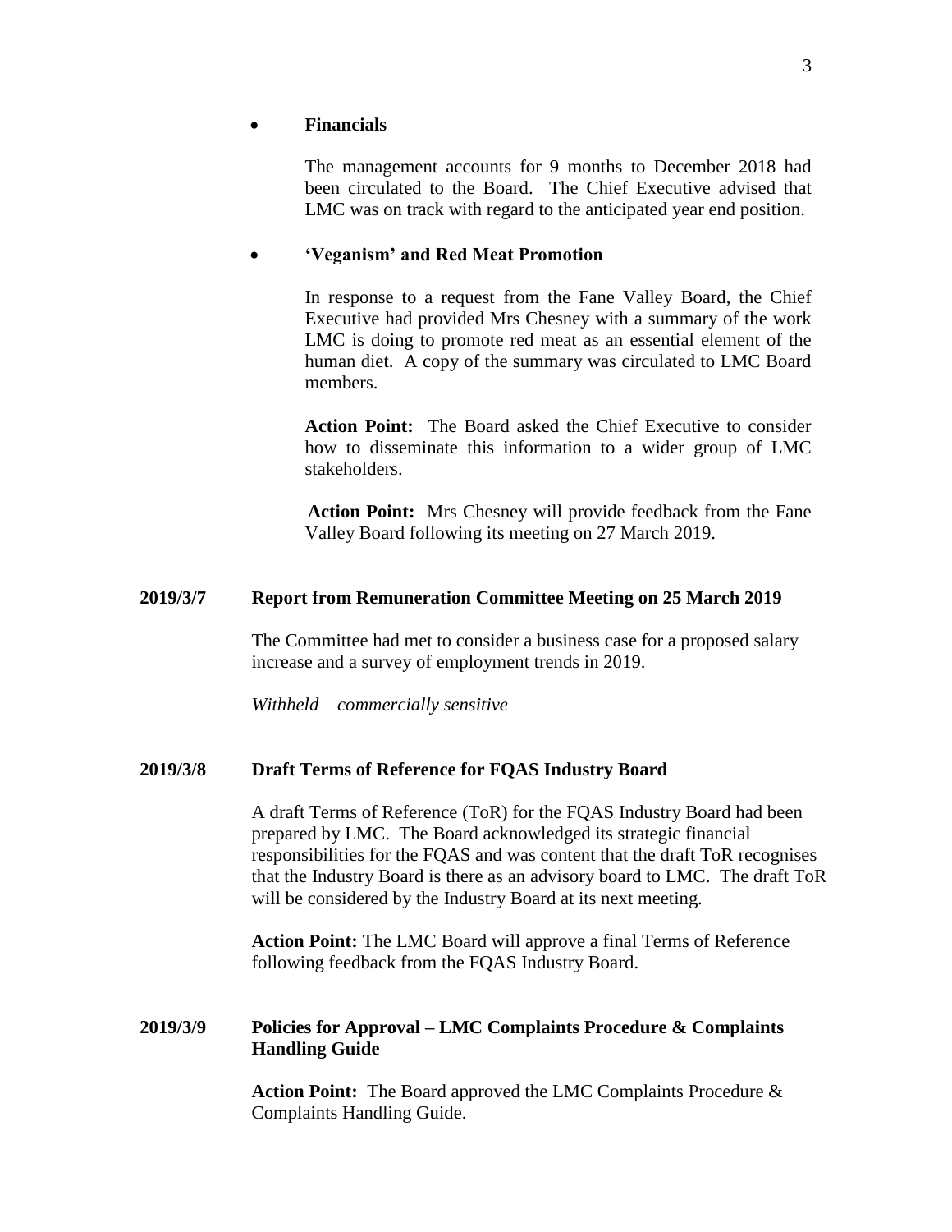- **Financials**

  The management accounts for 9 months to December 2018 had been circulated to the Board. The Chief Executive advised that LMC was on track with regard to the anticipated year end position.

- **'Veganism' and Red Meat Promotion**

  In response to a request from the Fane Valley Board, the Chief Executive had provided Mrs Chesney with a summary of the work LMC is doing to promote red meat as an essential element of the human diet. A copy of the summary was circulated to LMC Board members.

  **Action Point:** The Board asked the Chief Executive to consider how to disseminate this information to a wider group of LMC stakeholders.

  **Action Point:** Mrs Chesney will provide feedback from the Fane Valley Board following its meeting on 27 March 2019.

**2019/3/7 Report from Remuneration Committee Meeting on 25 March 2019**

The Committee had met to consider a business case for a proposed salary increase and a survey of employment trends in 2019.

*Withheld – commercially sensitive*

**2019/3/8 Draft Terms of Reference for FQAS Industry Board**

A draft Terms of Reference (ToR) for the FQAS Industry Board had been prepared by LMC. The Board acknowledged its strategic financial responsibilities for the FQAS and was content that the draft ToR recognises that the Industry Board is there as an advisory board to LMC. The draft ToR will be considered by the Industry Board at its next meeting.

**Action Point:** The LMC Board will approve a final Terms of Reference following feedback from the FQAS Industry Board.

**2019/3/9 Policies for Approval – LMC Complaints Procedure & Complaints Handling Guide**

**Action Point:** The Board approved the LMC Complaints Procedure & Complaints Handling Guide.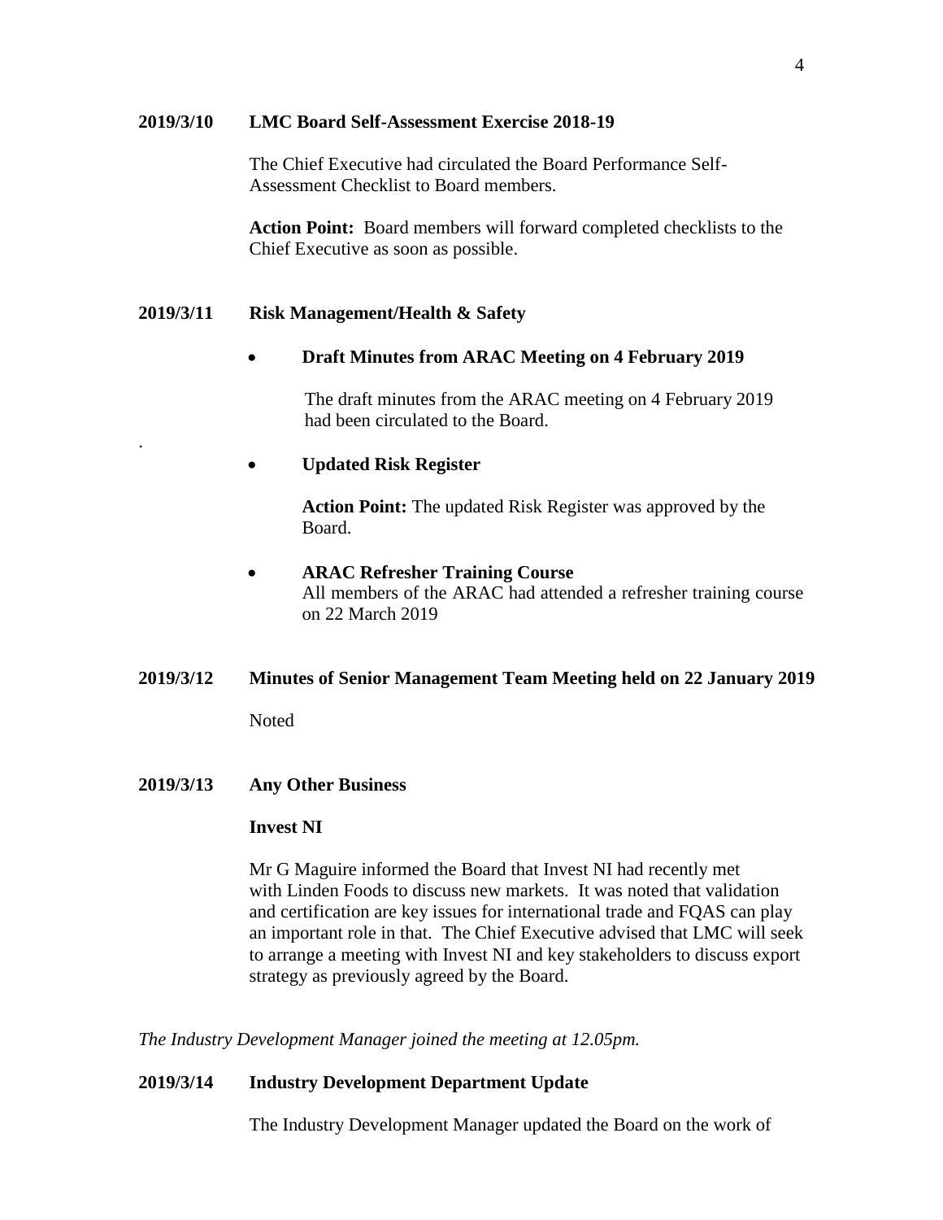**2019/3/10 LMC Board Self-Assessment Exercise 2018-19**

The Chief Executive had circulated the Board Performance Self-Assessment Checklist to Board members.

**Action Point:** Board members will forward completed checklists to the Chief Executive as soon as possible.

**2019/3/11 Risk Management/Health & Safety**

- **Draft Minutes from ARAC Meeting on 4 February 2019**

  The draft minutes from the ARAC meeting on 4 February 2019 had been circulated to the Board.

- **Updated Risk Register**

  **Action Point:** The updated Risk Register was approved by the Board.

- **ARAC Refresher Training Course**
  All members of the ARAC had attended a refresher training course on 22 March 2019

**2019/3/12 Minutes of Senior Management Team Meeting held on 22 January 2019**

Noted

**2019/3/13 Any Other Business**

**Invest NI**

Mr G Maguire informed the Board that Invest NI had recently met with Linden Foods to discuss new markets. It was noted that validation and certification are key issues for international trade and FQAS can play an important role in that. The Chief Executive advised that LMC will seek to arrange a meeting with Invest NI and key stakeholders to discuss export strategy as previously agreed by the Board.

*The Industry Development Manager joined the meeting at 12.05pm.*

**2019/3/14 Industry Development Department Update**

The Industry Development Manager updated the Board on the work of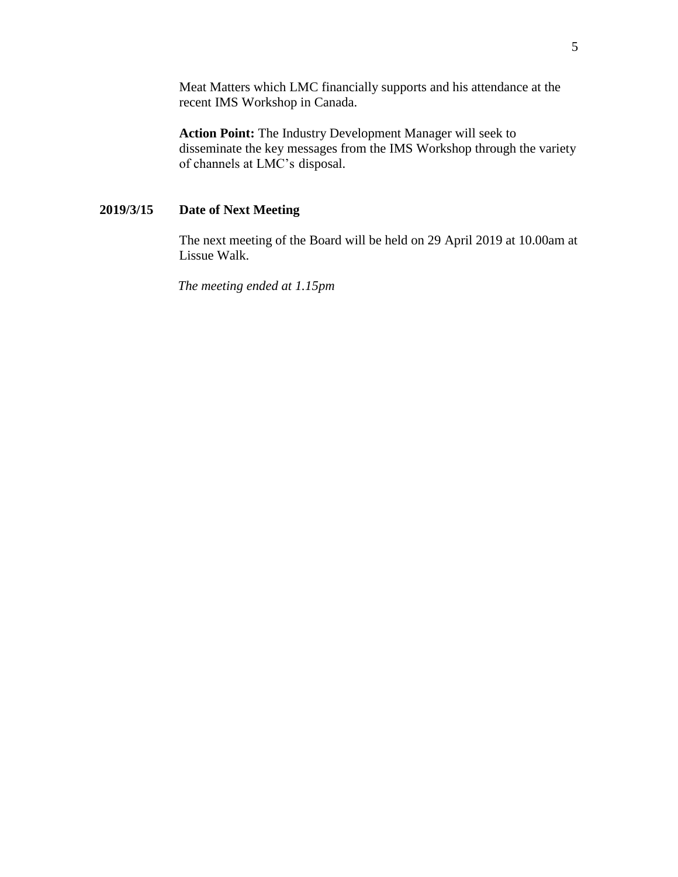Meat Matters which LMC financially supports and his attendance at the recent IMS Workshop in Canada.

**Action Point:** The Industry Development Manager will seek to disseminate the key messages from the IMS Workshop through the variety of channels at LMC's disposal.

**2019/3/15 Date of Next Meeting**

The next meeting of the Board will be held on 29 April 2019 at 10.00am at Lissue Walk.

*The meeting ended at 1.15pm*